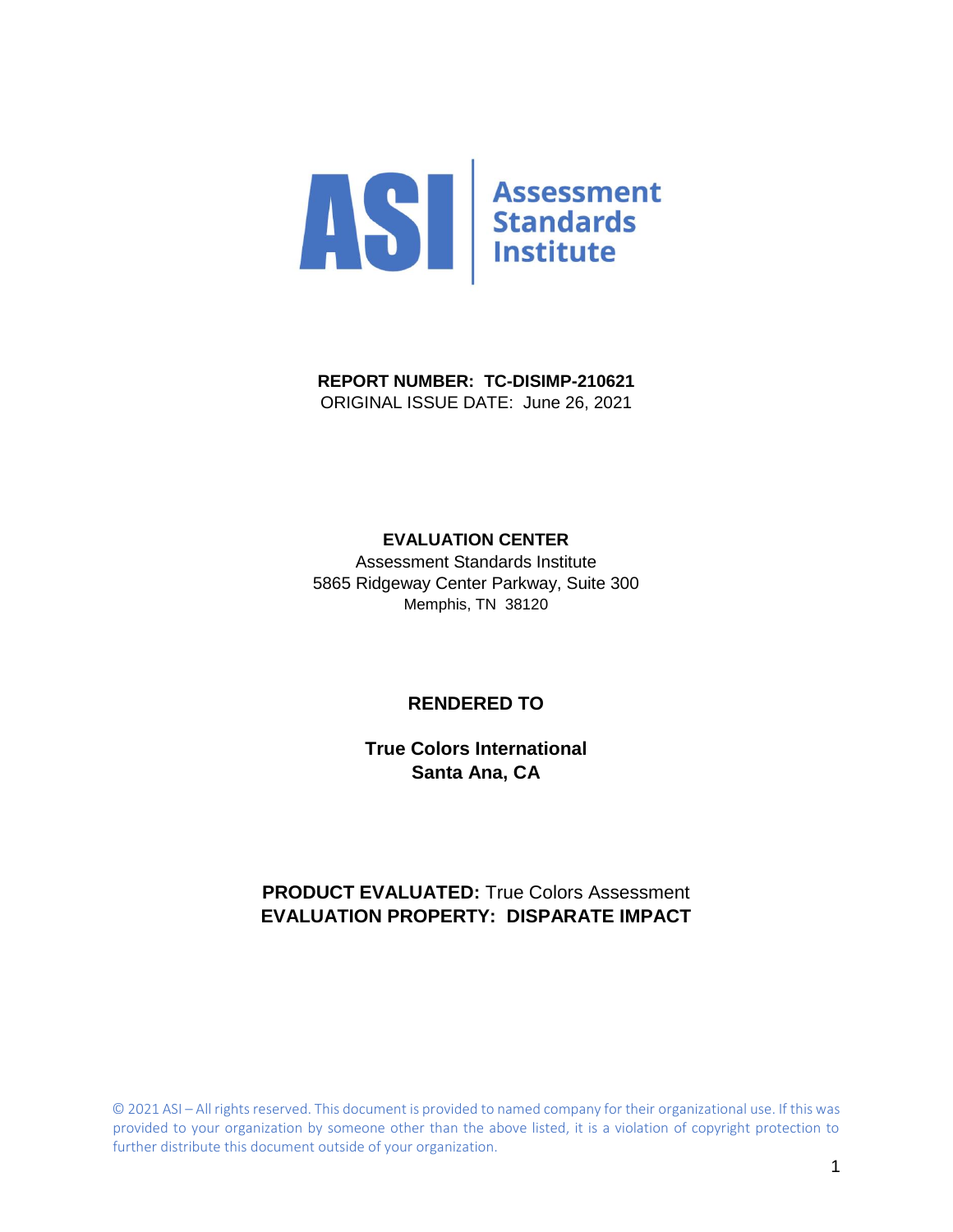**ASI | Assessment Standards Institute**

**REPORT NUMBER: TC-DISIMP-210621**
ORIGINAL ISSUE DATE: June 26, 2021

**EVALUATION CENTER**
Assessment Standards Institute
5865 Ridgeway Center Parkway, Suite 300
Memphis, TN 38120

**RENDERED TO**

**True Colors International**
**Santa Ana, CA**

**PRODUCT EVALUATED:** True Colors Assessment
**EVALUATION PROPERTY: DISPARATE IMPACT**

© 2021 ASI – All rights reserved. This document is provided to named company for their organizational use. If this was provided to your organization by someone other than the above listed, it is a violation of copyright protection to further distribute this document outside of your organization.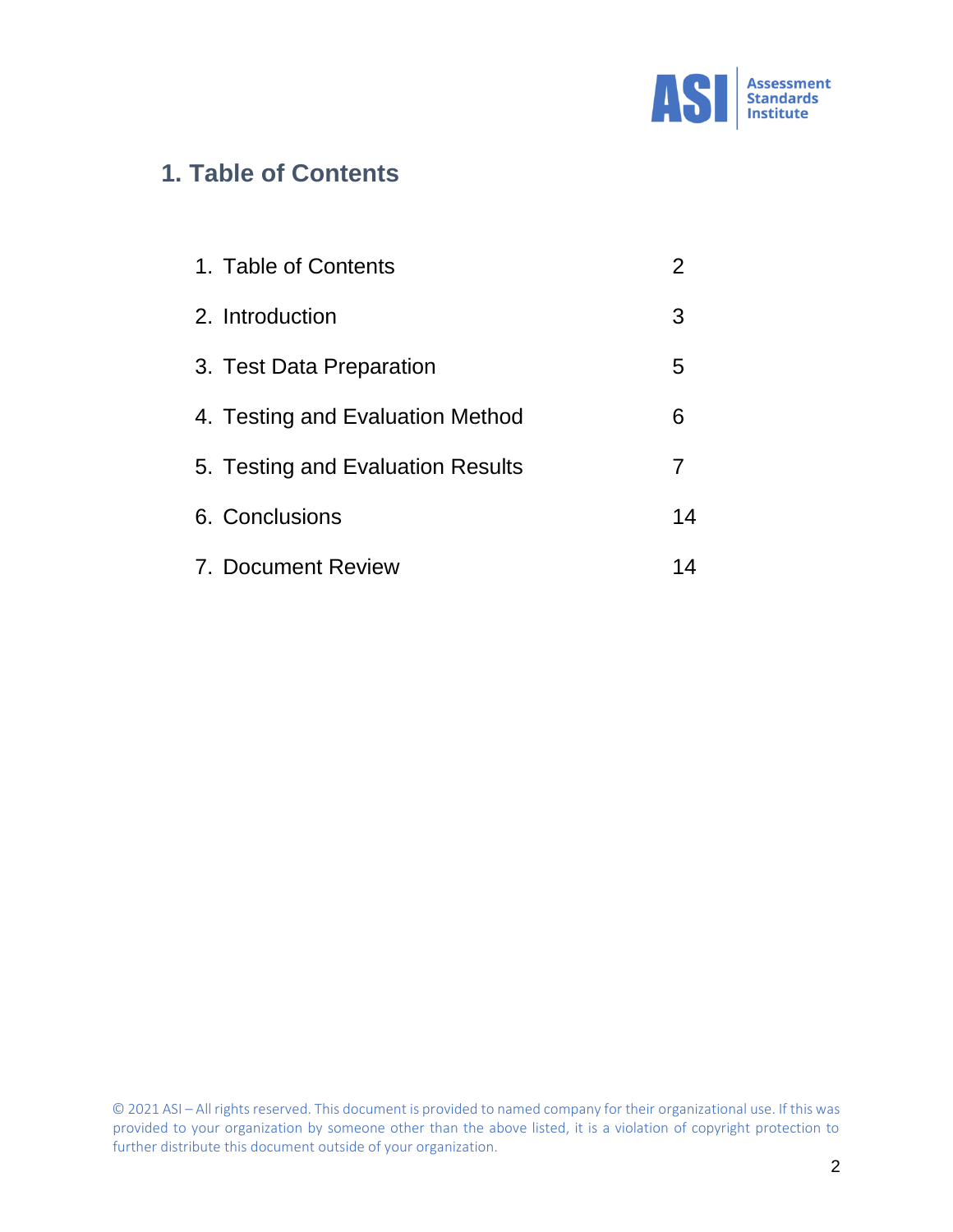## 1. Table of Contents

| | |
|---|---|
| 1. Table of Contents | 2 |
| 2. Introduction | 3 |
| 3. Test Data Preparation | 5 |
| 4. Testing and Evaluation Method | 6 |
| 5. Testing and Evaluation Results | 7 |
| 6. Conclusions | 14 |
| 7. Document Review | 14 |

© 2021 ASI – All rights reserved. This document is provided to named company for their organizational use. If this was provided to your organization by someone other than the above listed, it is a violation of copyright protection to further distribute this document outside of your organization.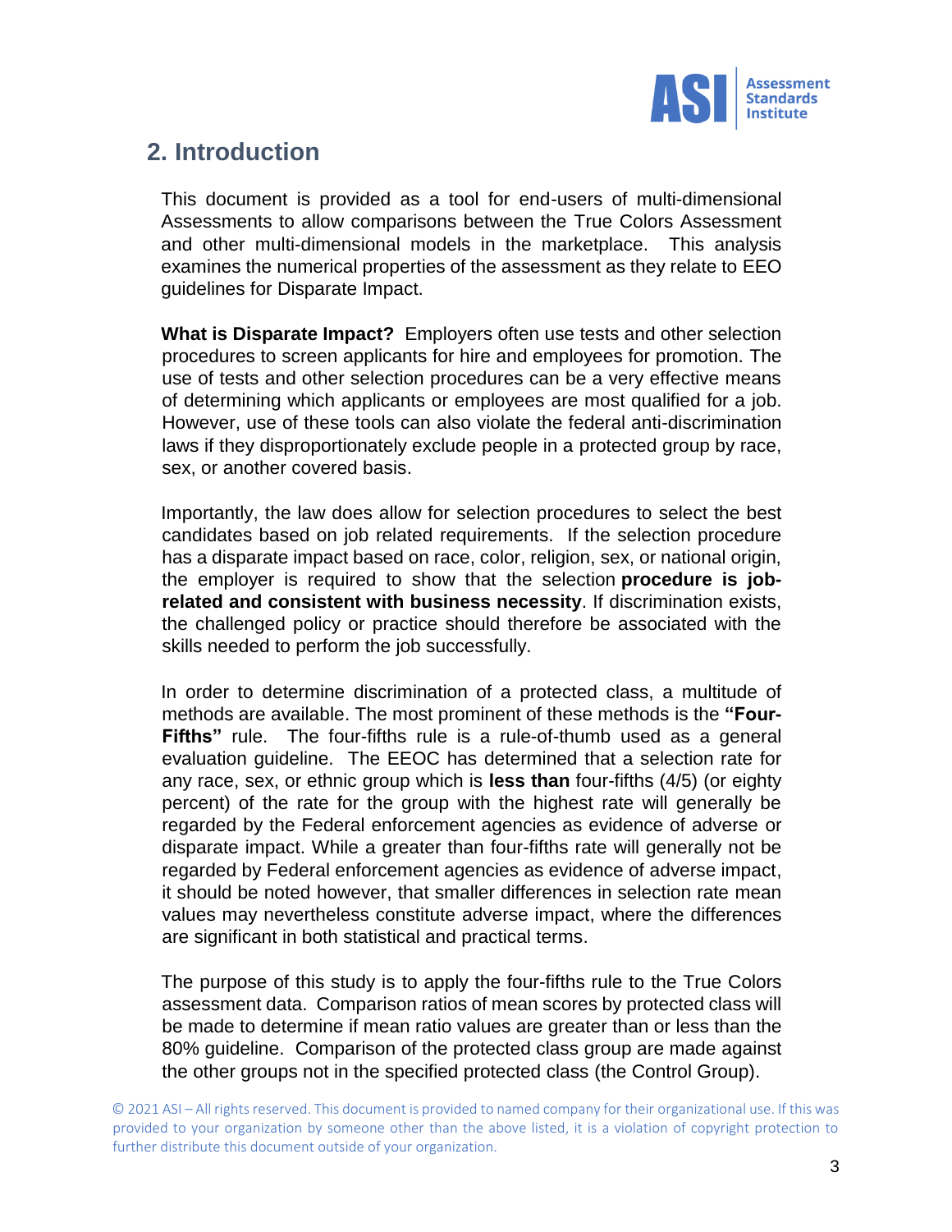## 2. Introduction

This document is provided as a tool for end-users of multi-dimensional Assessments to allow comparisons between the True Colors Assessment and other multi-dimensional models in the marketplace. This analysis examines the numerical properties of the assessment as they relate to EEO guidelines for Disparate Impact.

**What is Disparate Impact?** Employers often use tests and other selection procedures to screen applicants for hire and employees for promotion. The use of tests and other selection procedures can be a very effective means of determining which applicants or employees are most qualified for a job. However, use of these tools can also violate the federal anti-discrimination laws if they disproportionately exclude people in a protected group by race, sex, or another covered basis.

Importantly, the law does allow for selection procedures to select the best candidates based on job related requirements. If the selection procedure has a disparate impact based on race, color, religion, sex, or national origin, the employer is required to show that the selection **procedure is job-related and consistent with business necessity**. If discrimination exists, the challenged policy or practice should therefore be associated with the skills needed to perform the job successfully.

In order to determine discrimination of a protected class, a multitude of methods are available. The most prominent of these methods is the **"Four-Fifths"** rule. The four-fifths rule is a rule-of-thumb used as a general evaluation guideline. The EEOC has determined that a selection rate for any race, sex, or ethnic group which is **less than** four-fifths (4/5) (or eighty percent) of the rate for the group with the highest rate will generally be regarded by the Federal enforcement agencies as evidence of adverse or disparate impact. While a greater than four-fifths rate will generally not be regarded by Federal enforcement agencies as evidence of adverse impact, it should be noted however, that smaller differences in selection rate mean values may nevertheless constitute adverse impact, where the differences are significant in both statistical and practical terms.

The purpose of this study is to apply the four-fifths rule to the True Colors assessment data. Comparison ratios of mean scores by protected class will be made to determine if mean ratio values are greater than or less than the 80% guideline. Comparison of the protected class group are made against the other groups not in the specified protected class (the Control Group).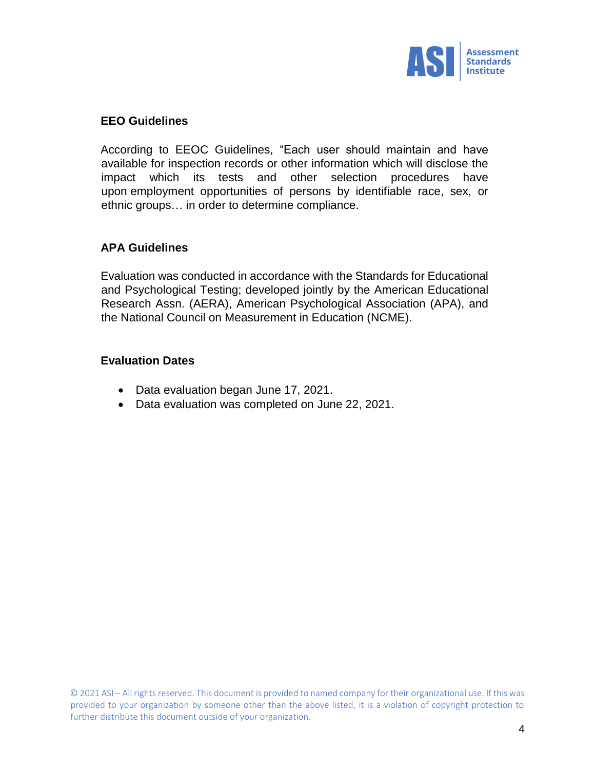## EEO Guidelines

According to EEOC Guidelines, "Each user should maintain and have available for inspection records or other information which will disclose the impact which its tests and other selection procedures have upon employment opportunities of persons by identifiable race, sex, or ethnic groups… in order to determine compliance.

## APA Guidelines

Evaluation was conducted in accordance with the Standards for Educational and Psychological Testing; developed jointly by the American Educational Research Assn. (AERA), American Psychological Association (APA), and the National Council on Measurement in Education (NCME).

## Evaluation Dates

- Data evaluation began June 17, 2021.
- Data evaluation was completed on June 22, 2021.

© 2021 ASI – All rights reserved. This document is provided to named company for their organizational use. If this was provided to your organization by someone other than the above listed, it is a violation of copyright protection to further distribute this document outside of your organization.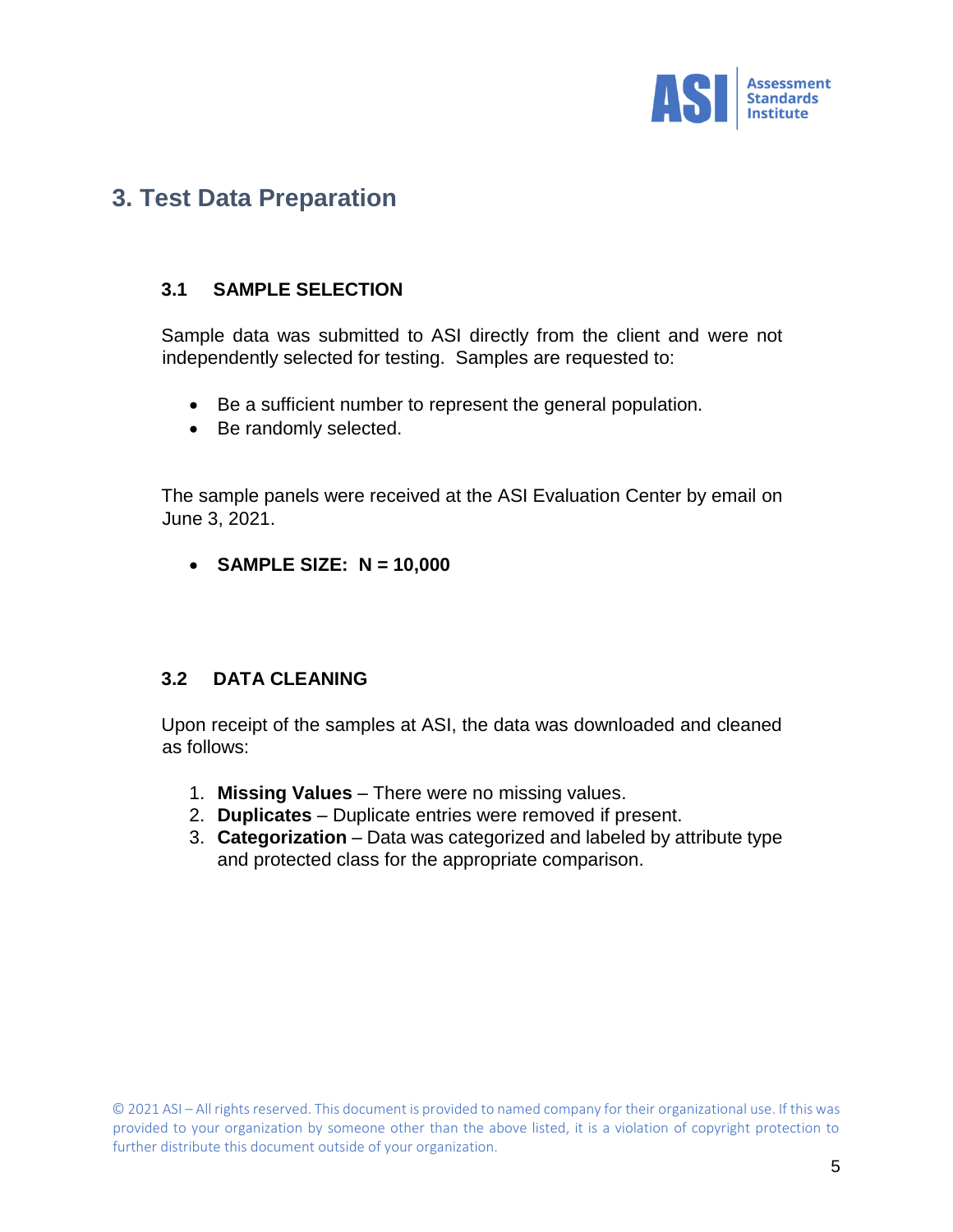## 3. Test Data Preparation

### 3.1 SAMPLE SELECTION

Sample data was submitted to ASI directly from the client and were not independently selected for testing. Samples are requested to:

- Be a sufficient number to represent the general population.
- Be randomly selected.

The sample panels were received at the ASI Evaluation Center by email on June 3, 2021.

- **SAMPLE SIZE: N = 10,000**

### 3.2 DATA CLEANING

Upon receipt of the samples at ASI, the data was downloaded and cleaned as follows:

1. **Missing Values** – There were no missing values.
2. **Duplicates** – Duplicate entries were removed if present.
3. **Categorization** – Data was categorized and labeled by attribute type and protected class for the appropriate comparison.

© 2021 ASI – All rights reserved. This document is provided to named company for their organizational use. If this was provided to your organization by someone other than the above listed, it is a violation of copyright protection to further distribute this document outside of your organization.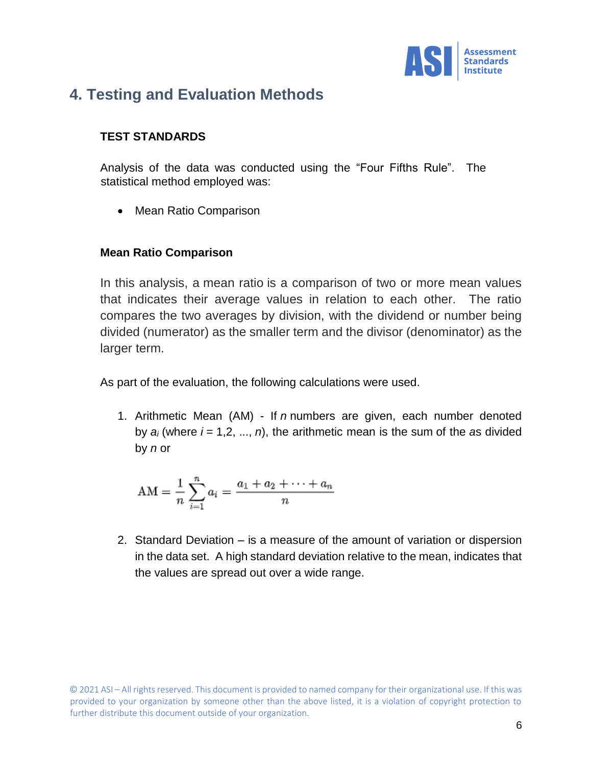## 4. Testing and Evaluation Methods

**TEST STANDARDS**

Analysis of the data was conducted using the "Four Fifths Rule". The statistical method employed was:

- Mean Ratio Comparison

**Mean Ratio Comparison**

In this analysis, a mean ratio is a comparison of two or more mean values that indicates their average values in relation to each other. The ratio compares the two averages by division, with the dividend or number being divided (numerator) as the smaller term and the divisor (denominator) as the larger term.

As part of the evaluation, the following calculations were used.

1. Arithmetic Mean (AM) - If $n$ numbers are given, each number denoted by $a_i$ (where $i$ = 1,2, ..., $n$), the arithmetic mean is the sum of the $a$s divided by $n$ or

$$\mathrm{AM} = \frac{1}{n}\sum_{i=1}^{n} a_i = \frac{a_1 + a_2 + \cdots + a_n}{n}$$

2. Standard Deviation – is a measure of the amount of variation or dispersion in the data set. A high standard deviation relative to the mean, indicates that the values are spread out over a wide range.

© 2021 ASI – All rights reserved. This document is provided to named company for their organizational use. If this was provided to your organization by someone other than the above listed, it is a violation of copyright protection to further distribute this document outside of your organization.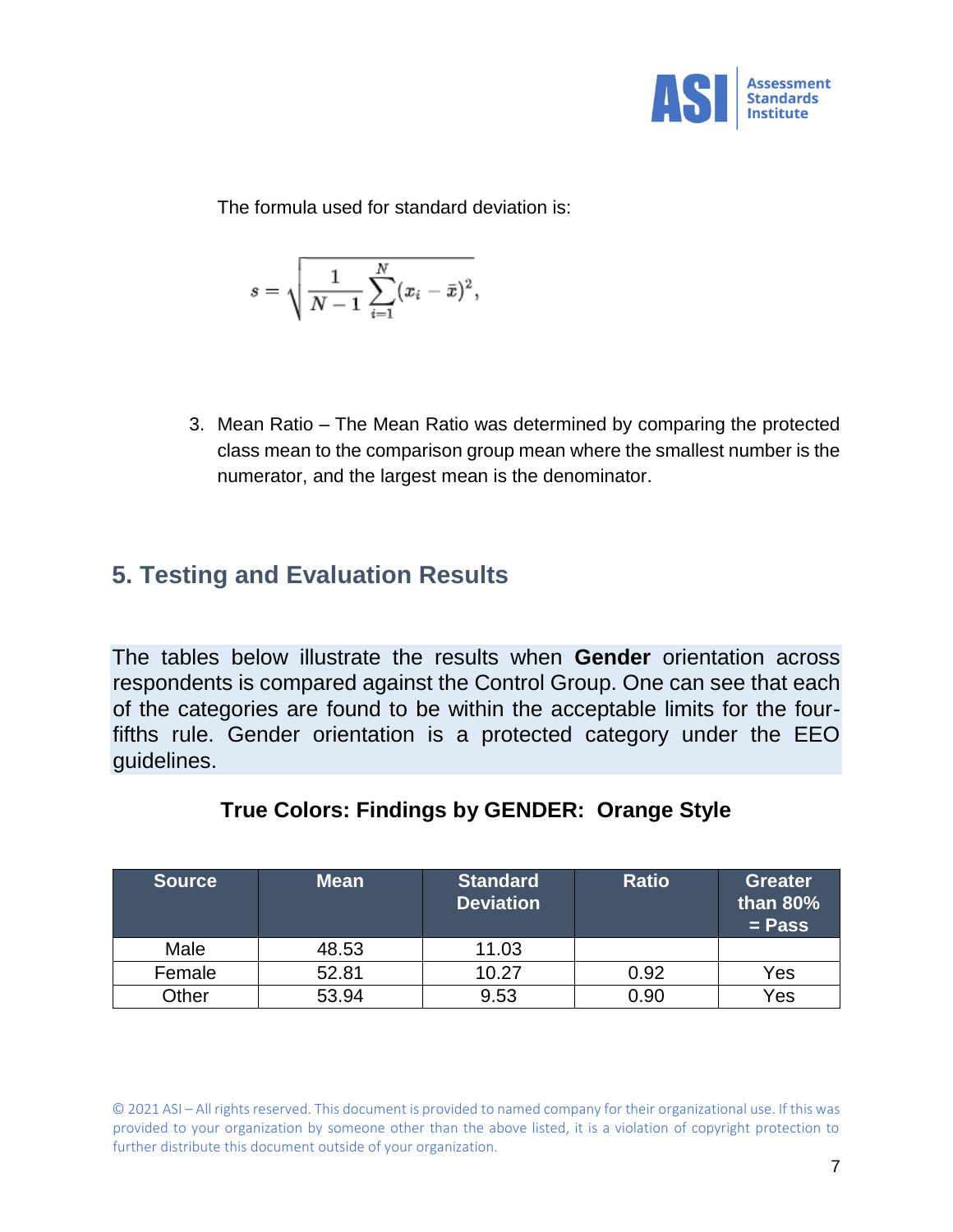The formula used for standard deviation is:

$$s = \sqrt{\frac{1}{N-1}\sum_{i=1}^{N}(x_i - \bar{x})^2},$$

3. Mean Ratio – The Mean Ratio was determined by comparing the protected class mean to the comparison group mean where the smallest number is the numerator, and the largest mean is the denominator.

## 5. Testing and Evaluation Results

The tables below illustrate the results when **Gender** orientation across respondents is compared against the Control Group. One can see that each of the categories are found to be within the acceptable limits for the four-fifths rule. Gender orientation is a protected category under the EEO guidelines.

### True Colors: Findings by GENDER: Orange Style

| Source | Mean | Standard Deviation | Ratio | Greater than 80% = Pass |
|---|---|---|---|---|
| Male | 48.53 | 11.03 | | |
| Female | 52.81 | 10.27 | 0.92 | Yes |
| Other | 53.94 | 9.53 | 0.90 | Yes |

© 2021 ASI – All rights reserved. This document is provided to named company for their organizational use. If this was provided to your organization by someone other than the above listed, it is a violation of copyright protection to further distribute this document outside of your organization.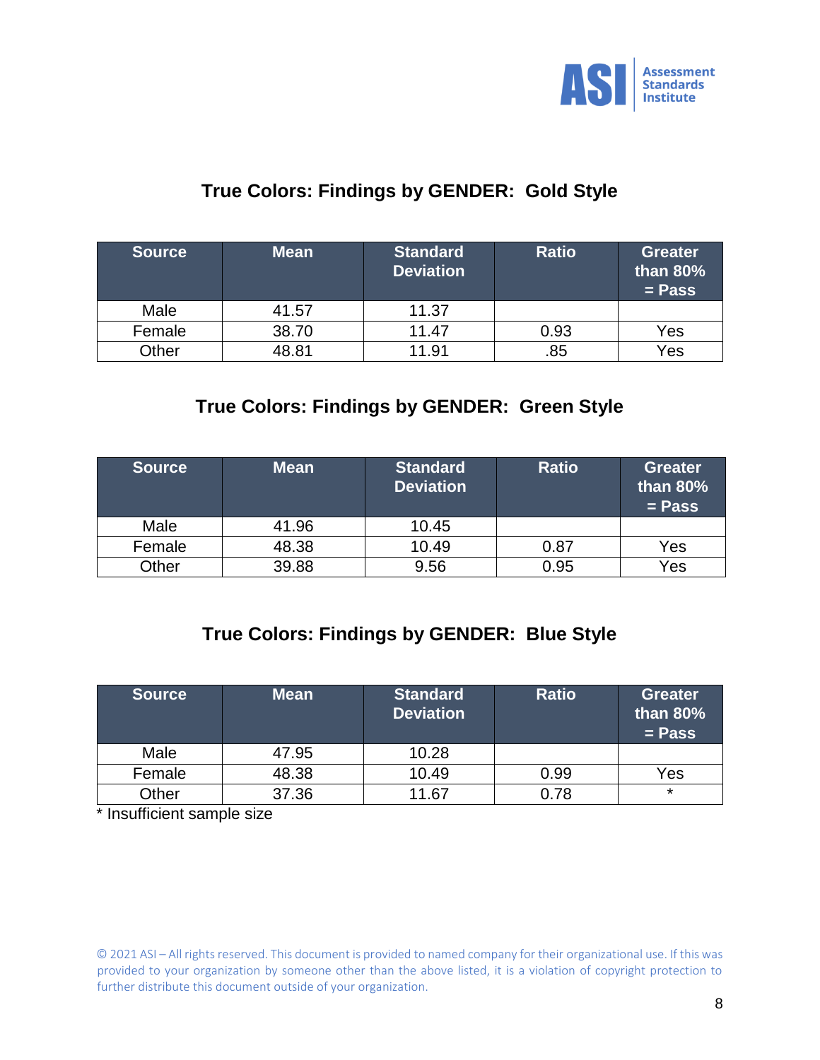## True Colors: Findings by GENDER: Gold Style

| Source | Mean | Standard Deviation | Ratio | Greater than 80% = Pass |
|---|---|---|---|---|
| Male | 41.57 | 11.37 | | |
| Female | 38.70 | 11.47 | 0.93 | Yes |
| Other | 48.81 | 11.91 | .85 | Yes |

## True Colors: Findings by GENDER: Green Style

| Source | Mean | Standard Deviation | Ratio | Greater than 80% = Pass |
|---|---|---|---|---|
| Male | 41.96 | 10.45 | | |
| Female | 48.38 | 10.49 | 0.87 | Yes |
| Other | 39.88 | 9.56 | 0.95 | Yes |

## True Colors: Findings by GENDER: Blue Style

| Source | Mean | Standard Deviation | Ratio | Greater than 80% = Pass |
|---|---|---|---|---|
| Male | 47.95 | 10.28 | | |
| Female | 48.38 | 10.49 | 0.99 | Yes |
| Other | 37.36 | 11.67 | 0.78 | * |

* Insufficient sample size

© 2021 ASI – All rights reserved. This document is provided to named company for their organizational use. If this was provided to your organization by someone other than the above listed, it is a violation of copyright protection to further distribute this document outside of your organization.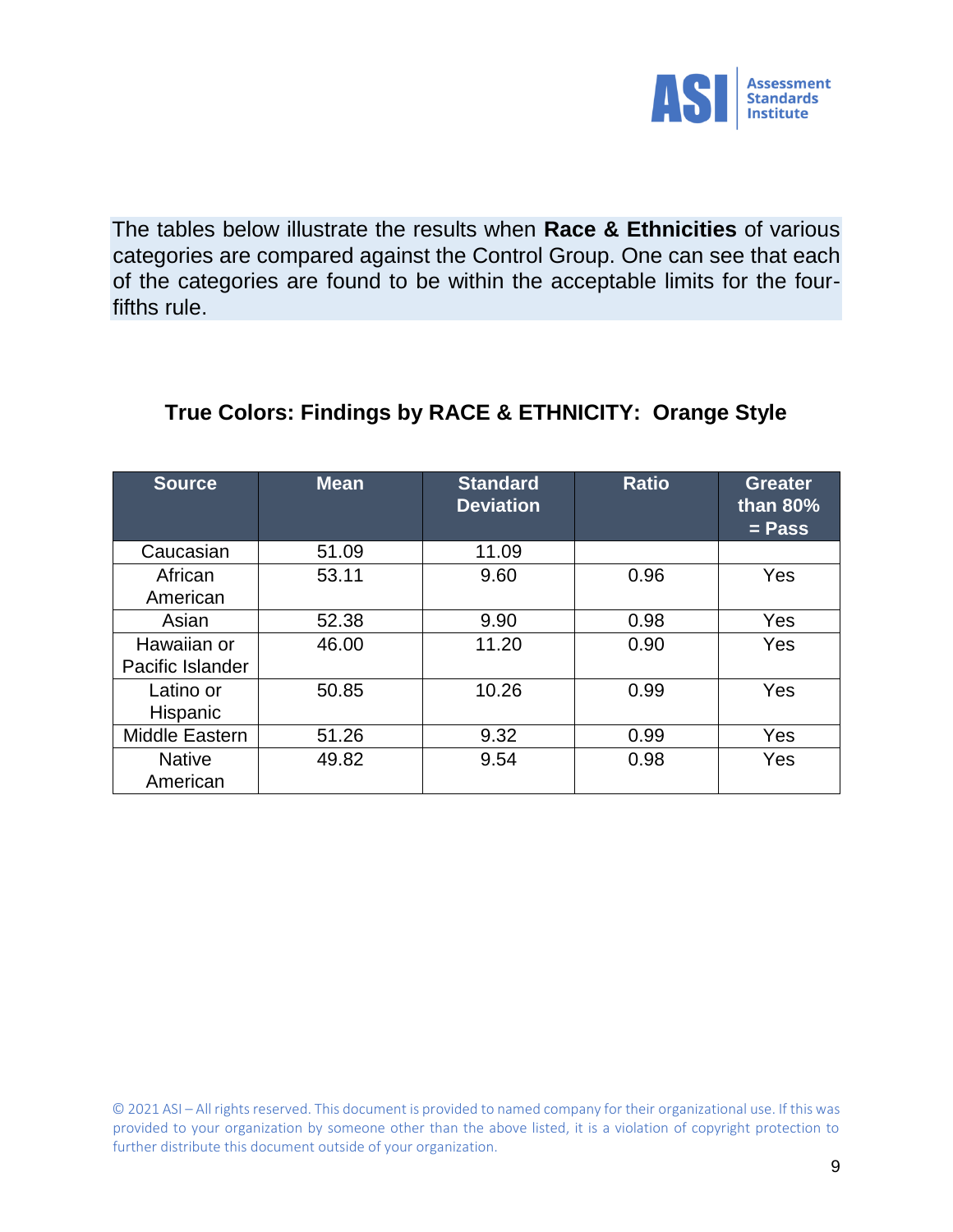The tables below illustrate the results when **Race & Ethnicities** of various categories are compared against the Control Group. One can see that each of the categories are found to be within the acceptable limits for the four-fifths rule.

## True Colors: Findings by RACE & ETHNICITY: Orange Style

| Source | Mean | Standard Deviation | Ratio | Greater than 80% = Pass |
|---|---|---|---|---|
| Caucasian | 51.09 | 11.09 | | |
| African American | 53.11 | 9.60 | 0.96 | Yes |
| Asian | 52.38 | 9.90 | 0.98 | Yes |
| Hawaiian or Pacific Islander | 46.00 | 11.20 | 0.90 | Yes |
| Latino or Hispanic | 50.85 | 10.26 | 0.99 | Yes |
| Middle Eastern | 51.26 | 9.32 | 0.99 | Yes |
| Native American | 49.82 | 9.54 | 0.98 | Yes |

© 2021 ASI – All rights reserved. This document is provided to named company for their organizational use. If this was provided to your organization by someone other than the above listed, it is a violation of copyright protection to further distribute this document outside of your organization.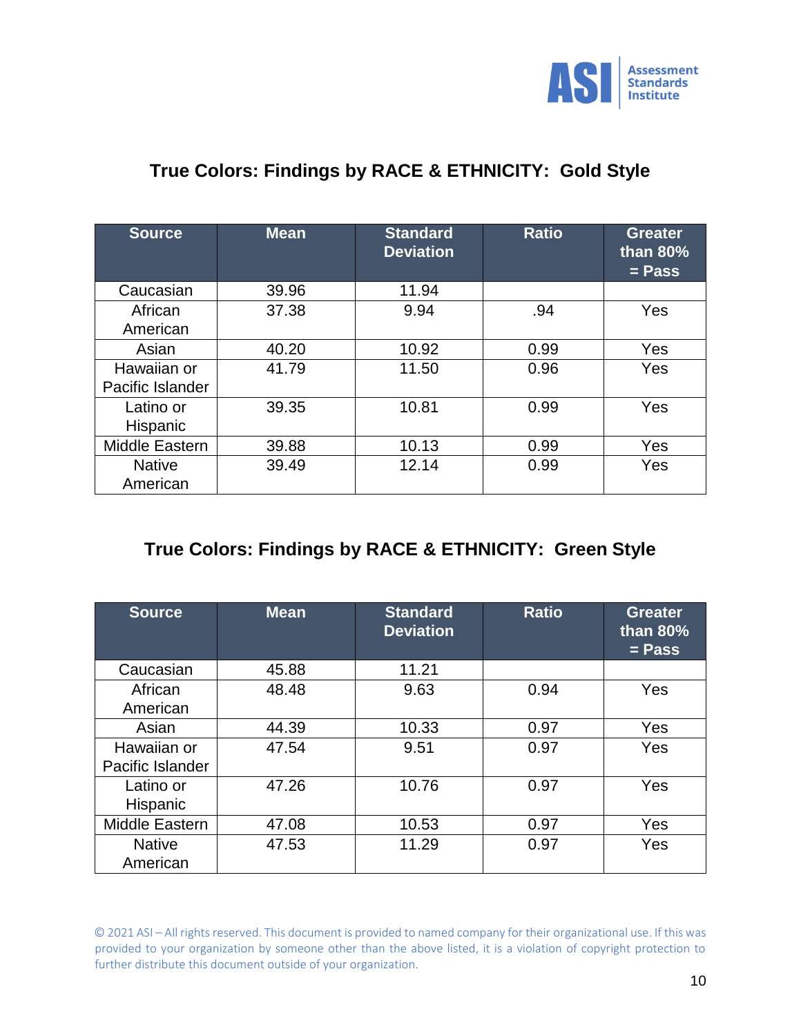## True Colors: Findings by RACE & ETHNICITY: Gold Style

| Source | Mean | Standard Deviation | Ratio | Greater than 80% = Pass |
|---|---|---|---|---|
| Caucasian | 39.96 | 11.94 | | |
| African American | 37.38 | 9.94 | .94 | Yes |
| Asian | 40.20 | 10.92 | 0.99 | Yes |
| Hawaiian or Pacific Islander | 41.79 | 11.50 | 0.96 | Yes |
| Latino or Hispanic | 39.35 | 10.81 | 0.99 | Yes |
| Middle Eastern | 39.88 | 10.13 | 0.99 | Yes |
| Native American | 39.49 | 12.14 | 0.99 | Yes |

## True Colors: Findings by RACE & ETHNICITY: Green Style

| Source | Mean | Standard Deviation | Ratio | Greater than 80% = Pass |
|---|---|---|---|---|
| Caucasian | 45.88 | 11.21 | | |
| African American | 48.48 | 9.63 | 0.94 | Yes |
| Asian | 44.39 | 10.33 | 0.97 | Yes |
| Hawaiian or Pacific Islander | 47.54 | 9.51 | 0.97 | Yes |
| Latino or Hispanic | 47.26 | 10.76 | 0.97 | Yes |
| Middle Eastern | 47.08 | 10.53 | 0.97 | Yes |
| Native American | 47.53 | 11.29 | 0.97 | Yes |

© 2021 ASI – All rights reserved. This document is provided to named company for their organizational use. If this was provided to your organization by someone other than the above listed, it is a violation of copyright protection to further distribute this document outside of your organization.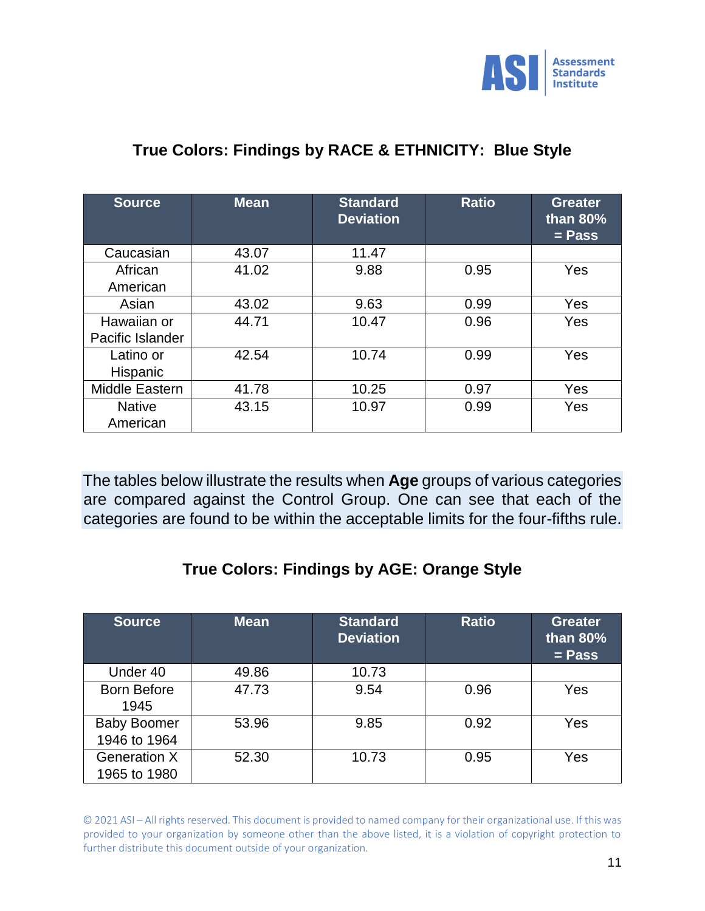## True Colors: Findings by RACE & ETHNICITY: Blue Style

| Source | Mean | Standard Deviation | Ratio | Greater than 80% = Pass |
|---|---|---|---|---|
| Caucasian | 43.07 | 11.47 | | |
| African American | 41.02 | 9.88 | 0.95 | Yes |
| Asian | 43.02 | 9.63 | 0.99 | Yes |
| Hawaiian or Pacific Islander | 44.71 | 10.47 | 0.96 | Yes |
| Latino or Hispanic | 42.54 | 10.74 | 0.99 | Yes |
| Middle Eastern | 41.78 | 10.25 | 0.97 | Yes |
| Native American | 43.15 | 10.97 | 0.99 | Yes |

The tables below illustrate the results when **Age** groups of various categories are compared against the Control Group. One can see that each of the categories are found to be within the acceptable limits for the four-fifths rule.

## True Colors: Findings by AGE: Orange Style

| Source | Mean | Standard Deviation | Ratio | Greater than 80% = Pass |
|---|---|---|---|---|
| Under 40 | 49.86 | 10.73 | | |
| Born Before 1945 | 47.73 | 9.54 | 0.96 | Yes |
| Baby Boomer 1946 to 1964 | 53.96 | 9.85 | 0.92 | Yes |
| Generation X 1965 to 1980 | 52.30 | 10.73 | 0.95 | Yes |

© 2021 ASI – All rights reserved. This document is provided to named company for their organizational use. If this was provided to your organization by someone other than the above listed, it is a violation of copyright protection to further distribute this document outside of your organization.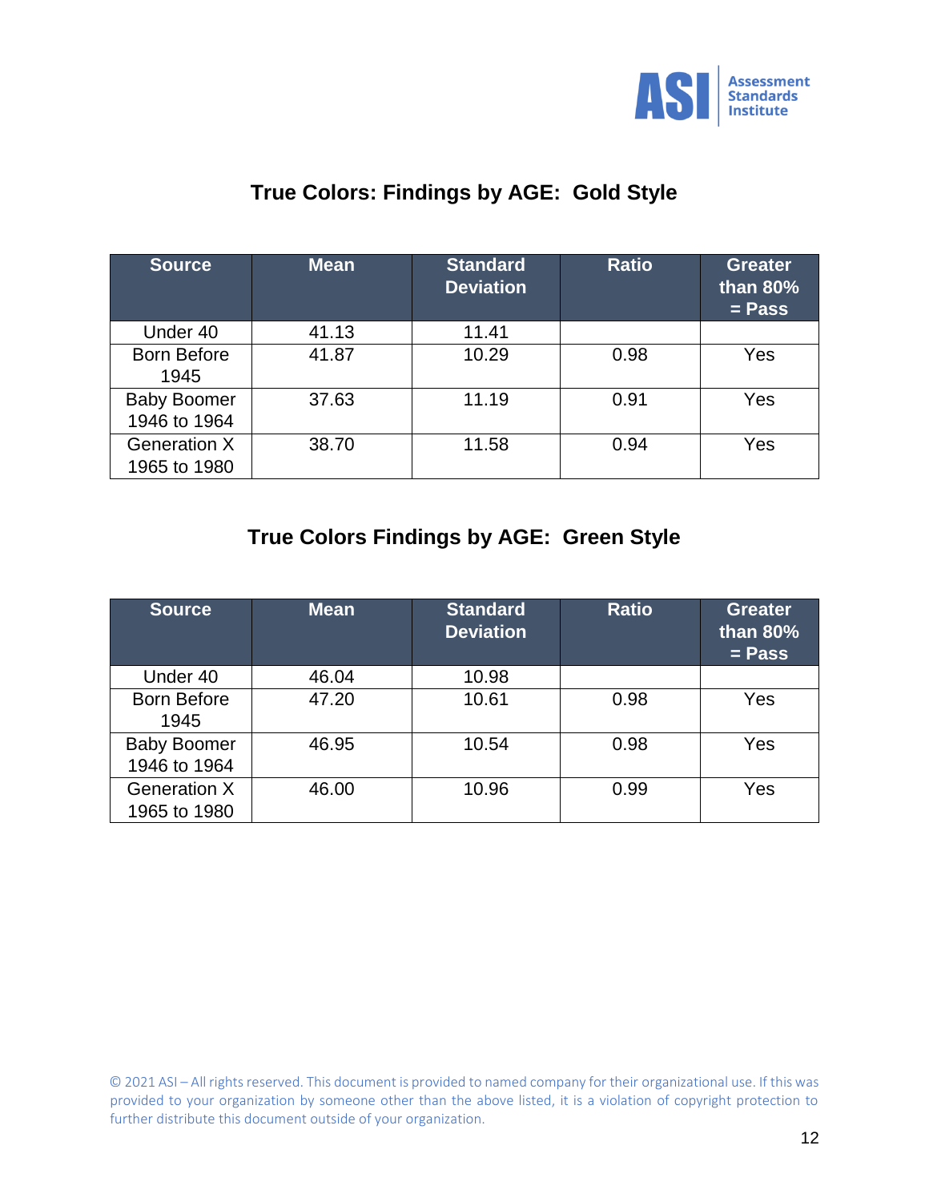## True Colors: Findings by AGE: Gold Style

| Source | Mean | Standard Deviation | Ratio | Greater than 80% = Pass |
|---|---|---|---|---|
| Under 40 | 41.13 | 11.41 | | |
| Born Before 1945 | 41.87 | 10.29 | 0.98 | Yes |
| Baby Boomer 1946 to 1964 | 37.63 | 11.19 | 0.91 | Yes |
| Generation X 1965 to 1980 | 38.70 | 11.58 | 0.94 | Yes |

## True Colors Findings by AGE: Green Style

| Source | Mean | Standard Deviation | Ratio | Greater than 80% = Pass |
|---|---|---|---|---|
| Under 40 | 46.04 | 10.98 | | |
| Born Before 1945 | 47.20 | 10.61 | 0.98 | Yes |
| Baby Boomer 1946 to 1964 | 46.95 | 10.54 | 0.98 | Yes |
| Generation X 1965 to 1980 | 46.00 | 10.96 | 0.99 | Yes |

© 2021 ASI – All rights reserved. This document is provided to named company for their organizational use. If this was provided to your organization by someone other than the above listed, it is a violation of copyright protection to further distribute this document outside of your organization.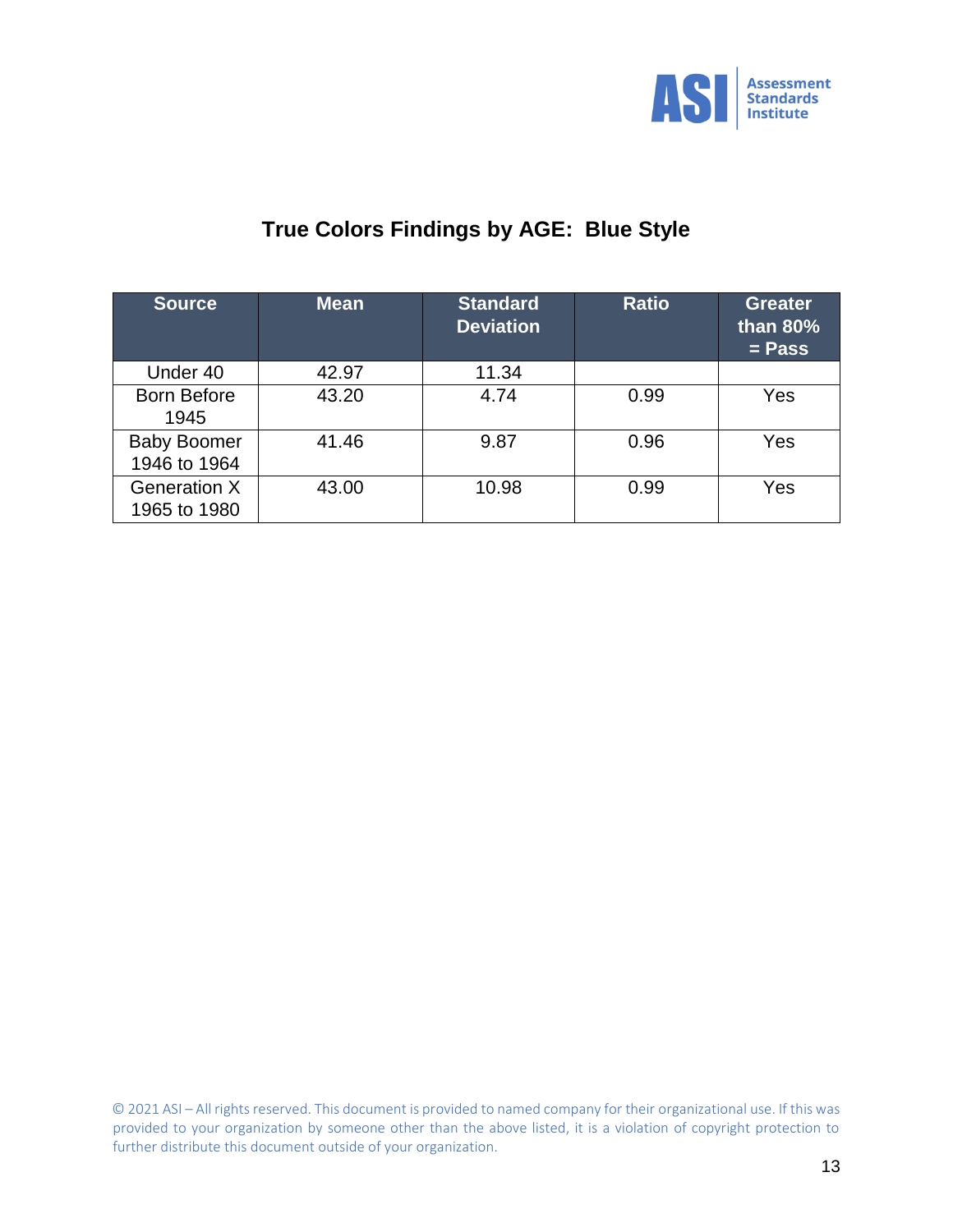## True Colors Findings by AGE:  Blue Style

| Source | Mean | Standard Deviation | Ratio | Greater than 80% = Pass |
|---|---|---|---|---|
| Under 40 | 42.97 | 11.34 | | |
| Born Before 1945 | 43.20 | 4.74 | 0.99 | Yes |
| Baby Boomer 1946 to 1964 | 41.46 | 9.87 | 0.96 | Yes |
| Generation X 1965 to 1980 | 43.00 | 10.98 | 0.99 | Yes |

© 2021 ASI – All rights reserved. This document is provided to named company for their organizational use. If this was provided to your organization by someone other than the above listed, it is a violation of copyright protection to further distribute this document outside of your organization.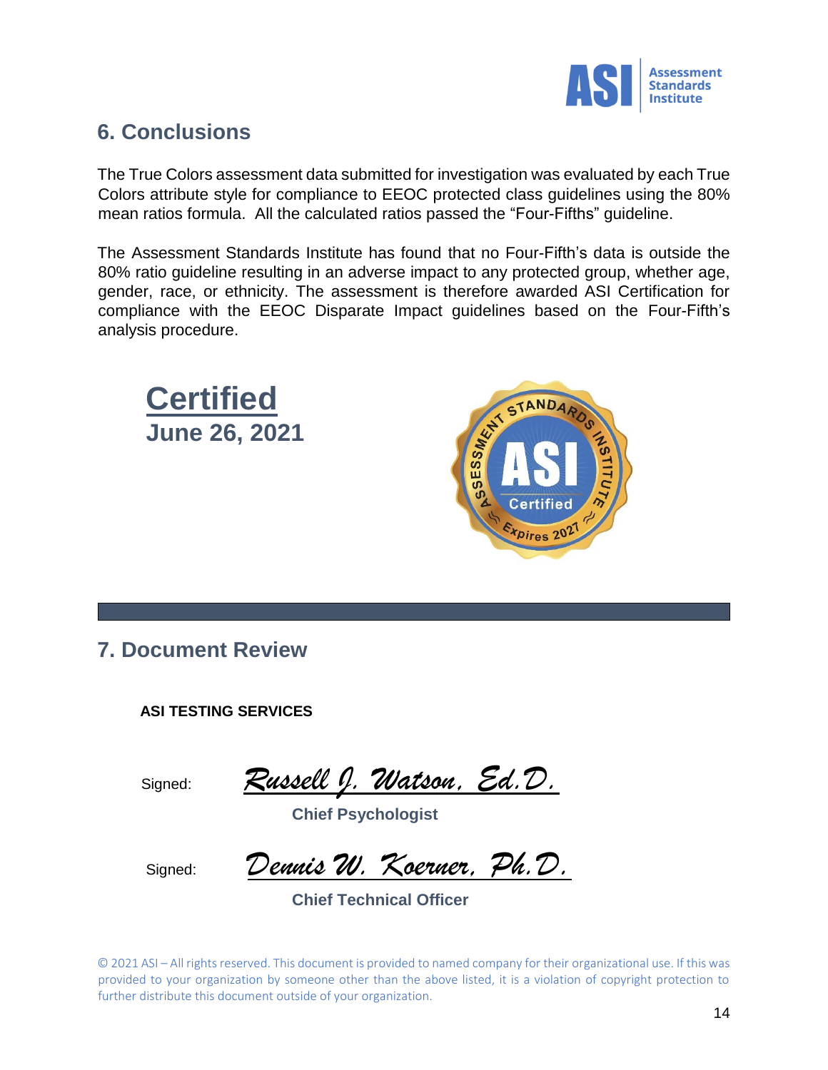## 6. Conclusions

The True Colors assessment data submitted for investigation was evaluated by each True Colors attribute style for compliance to EEOC protected class guidelines using the 80% mean ratios formula. All the calculated ratios passed the "Four-Fifths" guideline.

The Assessment Standards Institute has found that no Four-Fifth's data is outside the 80% ratio guideline resulting in an adverse impact to any protected group, whether age, gender, race, or ethnicity. The assessment is therefore awarded ASI Certification for compliance with the EEOC Disparate Impact guidelines based on the Four-Fifth's analysis procedure.

**Certified**
**June 26, 2021**

ASSESSMENT STANDARDS INSTITUTE
ASI
Certified
Expires 2027

## 7. Document Review

**ASI TESTING SERVICES**

Signed: *Russell J. Watson, Ed.D.*
**Chief Psychologist**

Signed: *Dennis W. Koerner, Ph.D.*
**Chief Technical Officer**

© 2021 ASI – All rights reserved. This document is provided to named company for their organizational use. If this was provided to your organization by someone other than the above listed, it is a violation of copyright protection to further distribute this document outside of your organization.